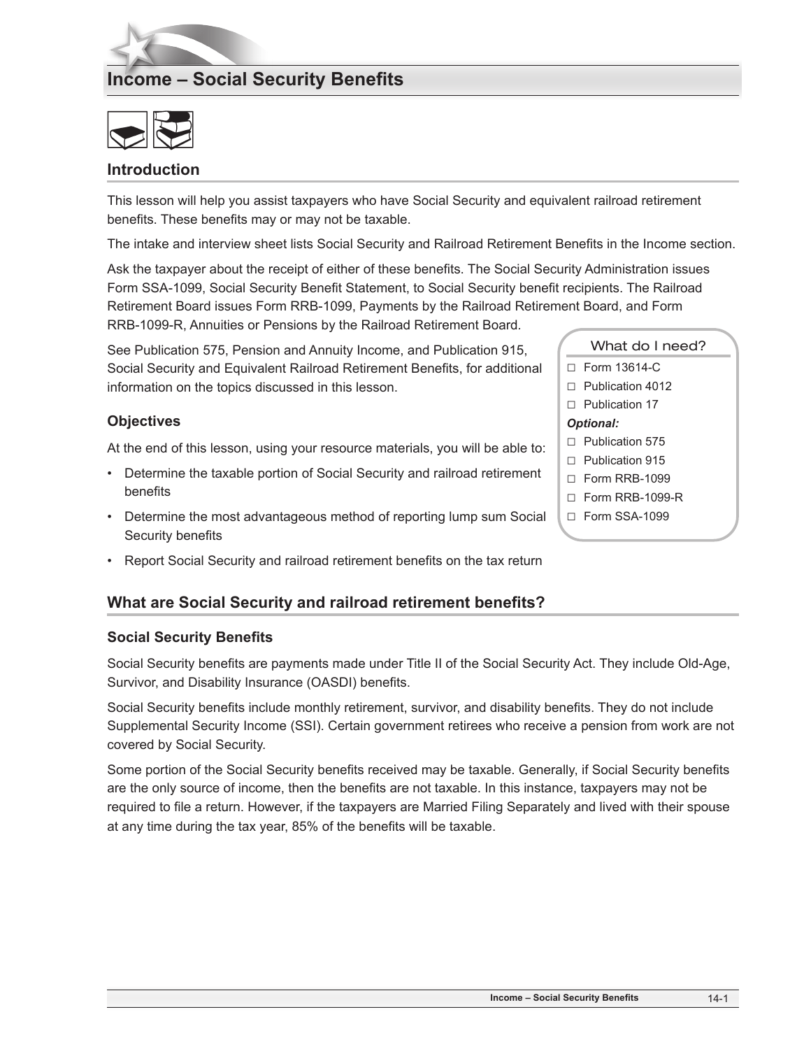# Income – Social Security Benefits

## Introduction

This lesson will help you assist taxpayers who have Social Security and equivalent railroad retirement benefits. These benefits may or may not be taxable.

The intake and interview sheet lists Social Security and Railroad Retirement Benefits in the Income section.

Ask the taxpayer about the receipt of either of these benefits. The Social Security Administration issues Form SSA-1099, Social Security Benefit Statement, to Social Security benefit recipients. The Railroad Retirement Board issues Form RRB-1099, Payments by the Railroad Retirement Board, and Form RRB-1099-R, Annuities or Pensions by the Railroad Retirement Board.

See Publication 575, Pension and Annuity Income, and Publication 915, Social Security and Equivalent Railroad Retirement Benefits, for additional information on the topics discussed in this lesson.

> **What do I need?**
> - ☐ Form 13614-C
> - ☐ Publication 4012
> - ☐ Publication 17
>
> ***Optional:***
> - ☐ Publication 575
> - ☐ Publication 915
> - ☐ Form RRB-1099
> - ☐ Form RRB-1099-R
> - ☐ Form SSA-1099

### Objectives

At the end of this lesson, using your resource materials, you will be able to:

- Determine the taxable portion of Social Security and railroad retirement benefits
- Determine the most advantageous method of reporting lump sum Social Security benefits
- Report Social Security and railroad retirement benefits on the tax return

## What are Social Security and railroad retirement benefits?

### Social Security Benefits

Social Security benefits are payments made under Title II of the Social Security Act. They include Old-Age, Survivor, and Disability Insurance (OASDI) benefits.

Social Security benefits include monthly retirement, survivor, and disability benefits. They do not include Supplemental Security Income (SSI). Certain government retirees who receive a pension from work are not covered by Social Security.

Some portion of the Social Security benefits received may be taxable. Generally, if Social Security benefits are the only source of income, then the benefits are not taxable. In this instance, taxpayers may not be required to file a return. However, if the taxpayers are Married Filing Separately and lived with their spouse at any time during the tax year, 85% of the benefits will be taxable.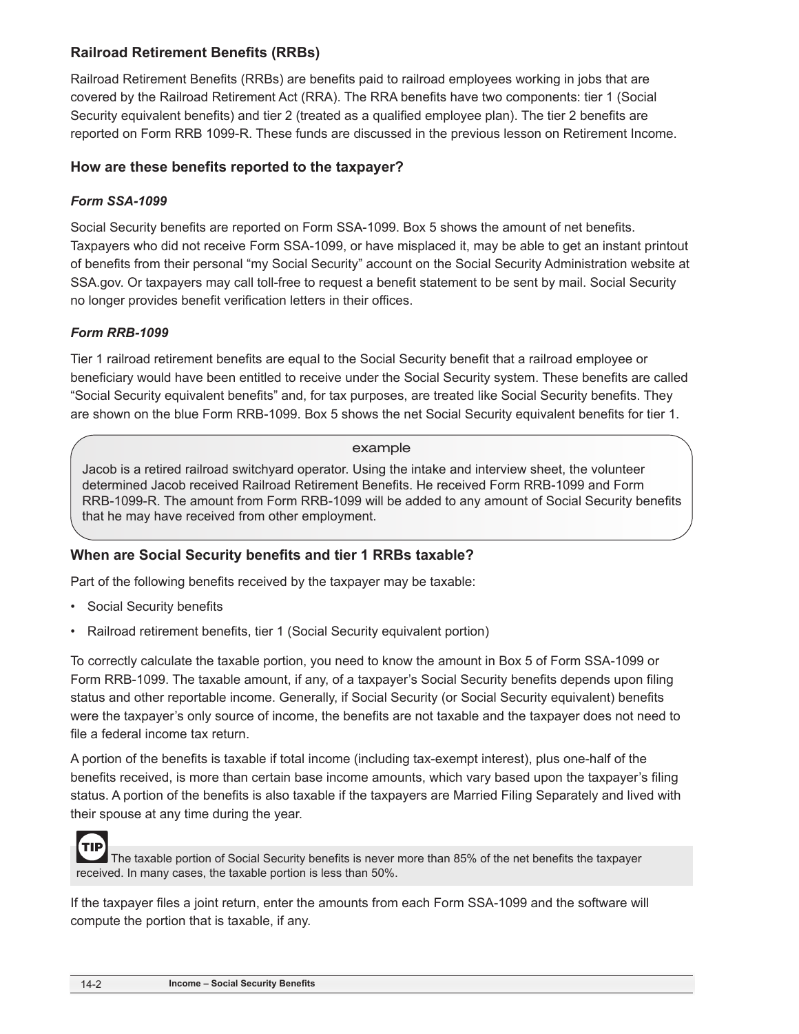## Railroad Retirement Benefits (RRBs)

Railroad Retirement Benefits (RRBs) are benefits paid to railroad employees working in jobs that are covered by the Railroad Retirement Act (RRA). The RRA benefits have two components: tier 1 (Social Security equivalent benefits) and tier 2 (treated as a qualified employee plan). The tier 2 benefits are reported on Form RRB 1099-R. These funds are discussed in the previous lesson on Retirement Income.

### How are these benefits reported to the taxpayer?

#### *Form SSA-1099*

Social Security benefits are reported on Form SSA-1099. Box 5 shows the amount of net benefits. Taxpayers who did not receive Form SSA-1099, or have misplaced it, may be able to get an instant printout of benefits from their personal "my Social Security" account on the Social Security Administration website at SSA.gov. Or taxpayers may call toll-free to request a benefit statement to be sent by mail. Social Security no longer provides benefit verification letters in their offices.

#### *Form RRB-1099*

Tier 1 railroad retirement benefits are equal to the Social Security benefit that a railroad employee or beneficiary would have been entitled to receive under the Social Security system. These benefits are called "Social Security equivalent benefits" and, for tax purposes, are treated like Social Security benefits. They are shown on the blue Form RRB-1099. Box 5 shows the net Social Security equivalent benefits for tier 1.

> example
>
> Jacob is a retired railroad switchyard operator. Using the intake and interview sheet, the volunteer determined Jacob received Railroad Retirement Benefits. He received Form RRB-1099 and Form RRB-1099-R. The amount from Form RRB-1099 will be added to any amount of Social Security benefits that he may have received from other employment.

### When are Social Security benefits and tier 1 RRBs taxable?

Part of the following benefits received by the taxpayer may be taxable:

- Social Security benefits
- Railroad retirement benefits, tier 1 (Social Security equivalent portion)

To correctly calculate the taxable portion, you need to know the amount in Box 5 of Form SSA-1099 or Form RRB-1099. The taxable amount, if any, of a taxpayer's Social Security benefits depends upon filing status and other reportable income. Generally, if Social Security (or Social Security equivalent) benefits were the taxpayer's only source of income, the benefits are not taxable and the taxpayer does not need to file a federal income tax return.

A portion of the benefits is taxable if total income (including tax-exempt interest), plus one-half of the benefits received, is more than certain base income amounts, which vary based upon the taxpayer's filing status. A portion of the benefits is also taxable if the taxpayers are Married Filing Separately and lived with their spouse at any time during the year.

> **TIP** The taxable portion of Social Security benefits is never more than 85% of the net benefits the taxpayer received. In many cases, the taxable portion is less than 50%.

If the taxpayer files a joint return, enter the amounts from each Form SSA-1099 and the software will compute the portion that is taxable, if any.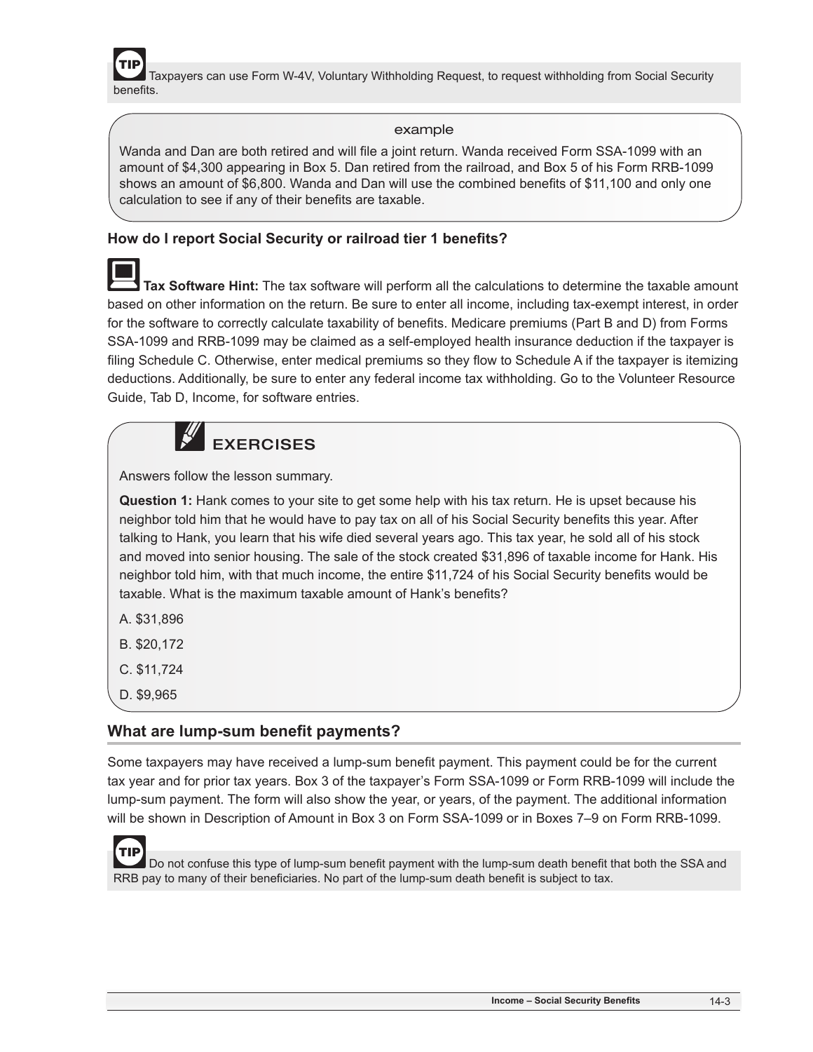**TIP** Taxpayers can use Form W-4V, Voluntary Withholding Request, to request withholding from Social Security benefits.

> **example**
>
> Wanda and Dan are both retired and will file a joint return. Wanda received Form SSA-1099 with an amount of $4,300 appearing in Box 5. Dan retired from the railroad, and Box 5 of his Form RRB-1099 shows an amount of $6,800. Wanda and Dan will use the combined benefits of $11,100 and only one calculation to see if any of their benefits are taxable.

### How do I report Social Security or railroad tier 1 benefits?

**Tax Software Hint:** The tax software will perform all the calculations to determine the taxable amount based on other information on the return. Be sure to enter all income, including tax-exempt interest, in order for the software to correctly calculate taxability of benefits. Medicare premiums (Part B and D) from Forms SSA-1099 and RRB-1099 may be claimed as a self-employed health insurance deduction if the taxpayer is filing Schedule C. Otherwise, enter medical premiums so they flow to Schedule A if the taxpayer is itemizing deductions. Additionally, be sure to enter any federal income tax withholding. Go to the Volunteer Resource Guide, Tab D, Income, for software entries.

> **EXERCISES**
>
> Answers follow the lesson summary.
>
> **Question 1:** Hank comes to your site to get some help with his tax return. He is upset because his neighbor told him that he would have to pay tax on all of his Social Security benefits this year. After talking to Hank, you learn that his wife died several years ago. This tax year, he sold all of his stock and moved into senior housing. The sale of the stock created $31,896 of taxable income for Hank. His neighbor told him, with that much income, the entire $11,724 of his Social Security benefits would be taxable. What is the maximum taxable amount of Hank's benefits?
>
> A. $31,896
>
> B. $20,172
>
> C. $11,724
>
> D. $9,965

## What are lump-sum benefit payments?

Some taxpayers may have received a lump-sum benefit payment. This payment could be for the current tax year and for prior tax years. Box 3 of the taxpayer's Form SSA-1099 or Form RRB-1099 will include the lump-sum payment. The form will also show the year, or years, of the payment. The additional information will be shown in Description of Amount in Box 3 on Form SSA-1099 or in Boxes 7–9 on Form RRB-1099.

**TIP** Do not confuse this type of lump-sum benefit payment with the lump-sum death benefit that both the SSA and RRB pay to many of their beneficiaries. No part of the lump-sum death benefit is subject to tax.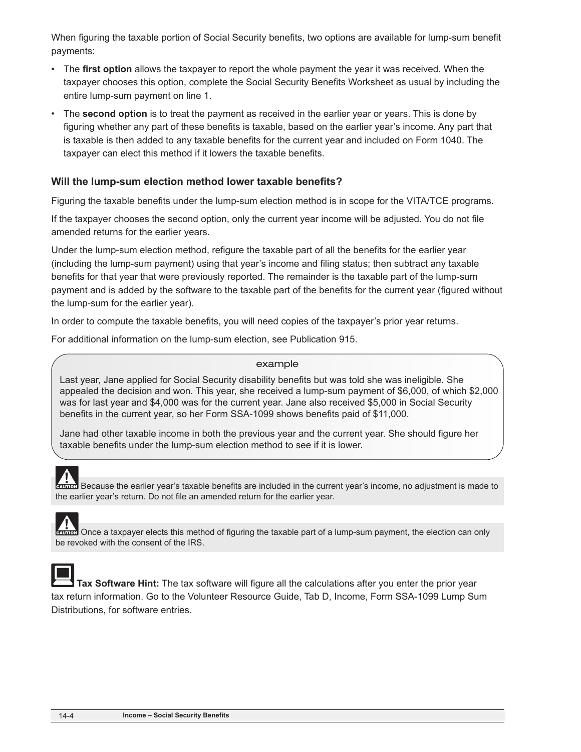When figuring the taxable portion of Social Security benefits, two options are available for lump-sum benefit payments:

- The **first option** allows the taxpayer to report the whole payment the year it was received. When the taxpayer chooses this option, complete the Social Security Benefits Worksheet as usual by including the entire lump-sum payment on line 1.
- The **second option** is to treat the payment as received in the earlier year or years. This is done by figuring whether any part of these benefits is taxable, based on the earlier year's income. Any part that is taxable is then added to any taxable benefits for the current year and included on Form 1040. The taxpayer can elect this method if it lowers the taxable benefits.

### Will the lump-sum election method lower taxable benefits?

Figuring the taxable benefits under the lump-sum election method is in scope for the VITA/TCE programs.

If the taxpayer chooses the second option, only the current year income will be adjusted. You do not file amended returns for the earlier years.

Under the lump-sum election method, refigure the taxable part of all the benefits for the earlier year (including the lump-sum payment) using that year's income and filing status; then subtract any taxable benefits for that year that were previously reported. The remainder is the taxable part of the lump-sum payment and is added by the software to the taxable part of the benefits for the current year (figured without the lump-sum for the earlier year).

In order to compute the taxable benefits, you will need copies of the taxpayer's prior year returns.

For additional information on the lump-sum election, see Publication 915.

> example
>
> Last year, Jane applied for Social Security disability benefits but was told she was ineligible. She appealed the decision and won. This year, she received a lump-sum payment of $6,000, of which $2,000 was for last year and $4,000 was for the current year. Jane also received $5,000 in Social Security benefits in the current year, so her Form SSA-1099 shows benefits paid of $11,000.
>
> Jane had other taxable income in both the previous year and the current year. She should figure her taxable benefits under the lump-sum election method to see if it is lower.

**CAUTION** Because the earlier year's taxable benefits are included in the current year's income, no adjustment is made to the earlier year's return. Do not file an amended return for the earlier year.

**CAUTION** Once a taxpayer elects this method of figuring the taxable part of a lump-sum payment, the election can only be revoked with the consent of the IRS.

**Tax Software Hint:** The tax software will figure all the calculations after you enter the prior year tax return information. Go to the Volunteer Resource Guide, Tab D, Income, Form SSA-1099 Lump Sum Distributions, for software entries.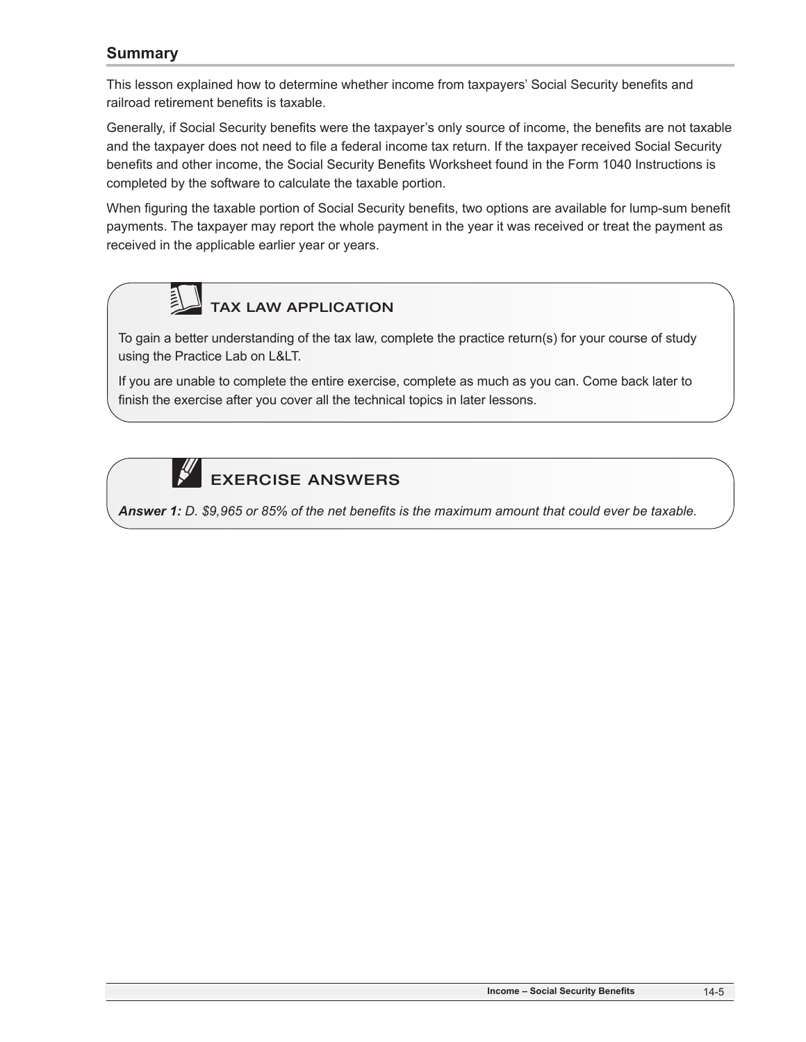## Summary

This lesson explained how to determine whether income from taxpayers' Social Security benefits and railroad retirement benefits is taxable.

Generally, if Social Security benefits were the taxpayer's only source of income, the benefits are not taxable and the taxpayer does not need to file a federal income tax return. If the taxpayer received Social Security benefits and other income, the Social Security Benefits Worksheet found in the Form 1040 Instructions is completed by the software to calculate the taxable portion.

When figuring the taxable portion of Social Security benefits, two options are available for lump-sum benefit payments. The taxpayer may report the whole payment in the year it was received or treat the payment as received in the applicable earlier year or years.

### TAX LAW APPLICATION

To gain a better understanding of the tax law, complete the practice return(s) for your course of study using the Practice Lab on L&LT.

If you are unable to complete the entire exercise, complete as much as you can. Come back later to finish the exercise after you cover all the technical topics in later lessons.

### EXERCISE ANSWERS

***Answer 1:*** *D. $9,965 or 85% of the net benefits is the maximum amount that could ever be taxable.*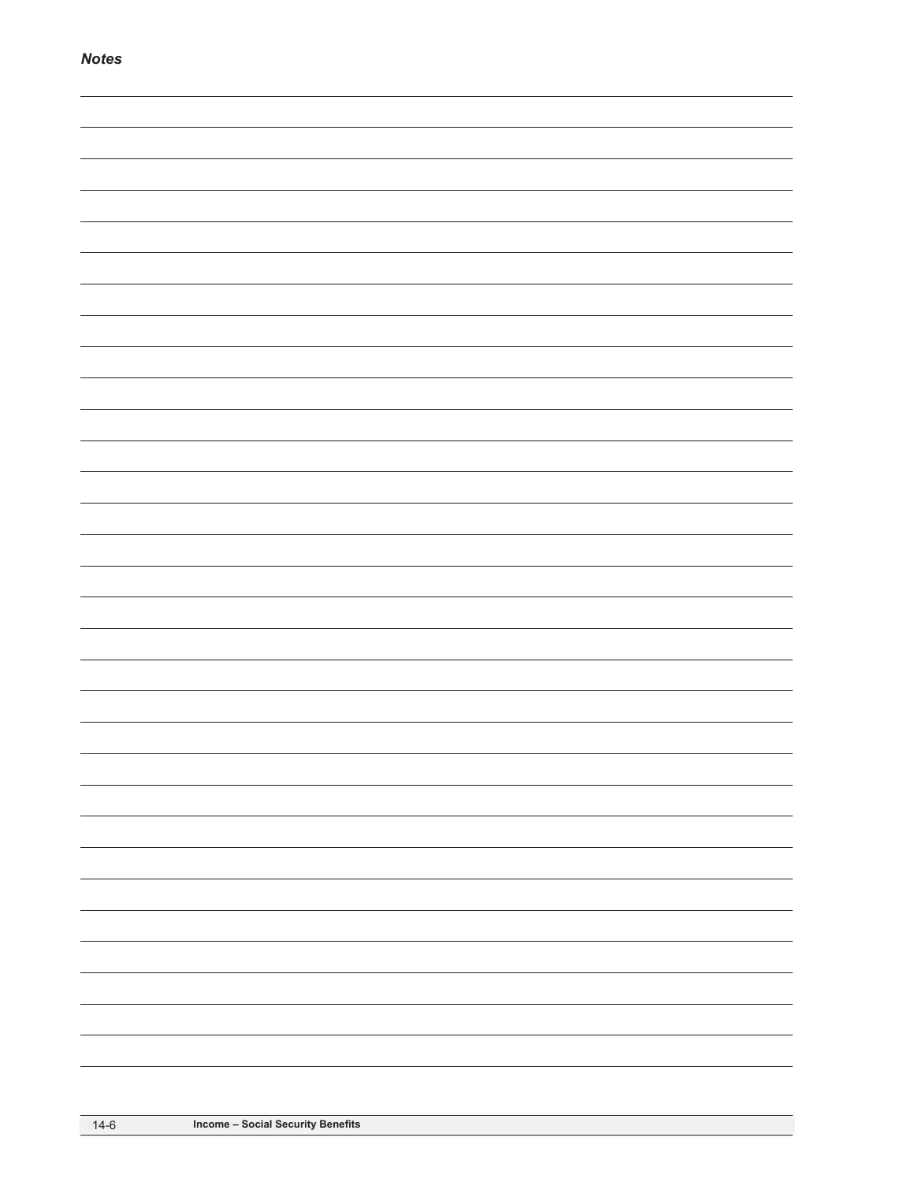***Notes***